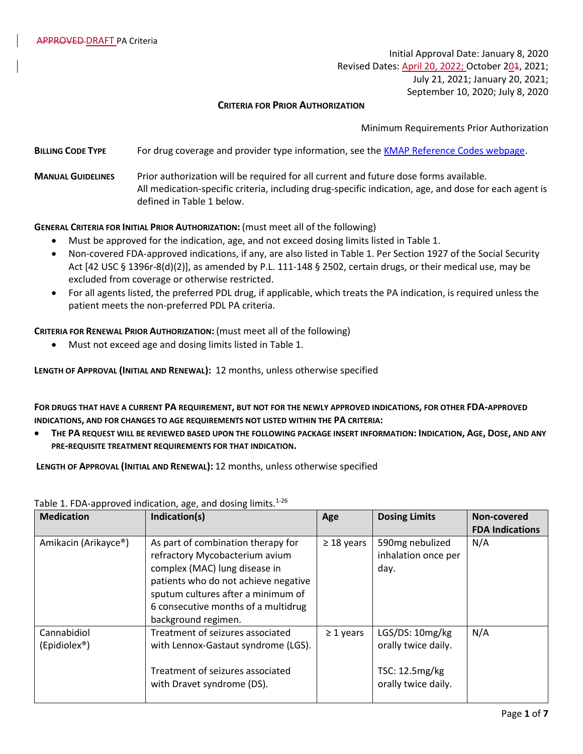APPROVED DRAFT PA Criteria

Initial Approval Date: January 8, 2020
Revised Dates: April 20, 2022; October 201, 2021; July 21, 2021; January 20, 2021; September 10, 2020; July 8, 2020

**CRITERIA FOR PRIOR AUTHORIZATION**

Minimum Requirements Prior Authorization

**BILLING CODE TYPE** For drug coverage and provider type information, see the KMAP Reference Codes webpage.

**MANUAL GUIDELINES** Prior authorization will be required for all current and future dose forms available. All medication-specific criteria, including drug-specific indication, age, and dose for each agent is defined in Table 1 below.

**GENERAL CRITERIA FOR INITIAL PRIOR AUTHORIZATION:** (must meet all of the following)

- Must be approved for the indication, age, and not exceed dosing limits listed in Table 1.
- Non-covered FDA-approved indications, if any, are also listed in Table 1. Per Section 1927 of the Social Security Act [42 USC § 1396r-8(d)(2)], as amended by P.L. 111-148 § 2502, certain drugs, or their medical use, may be excluded from coverage or otherwise restricted.
- For all agents listed, the preferred PDL drug, if applicable, which treats the PA indication, is required unless the patient meets the non-preferred PDL PA criteria.

**CRITERIA FOR RENEWAL PRIOR AUTHORIZATION:** (must meet all of the following)

- Must not exceed age and dosing limits listed in Table 1.

**LENGTH OF APPROVAL (INITIAL AND RENEWAL):** 12 months, unless otherwise specified

**FOR DRUGS THAT HAVE A CURRENT PA REQUIREMENT, BUT NOT FOR THE NEWLY APPROVED INDICATIONS, FOR OTHER FDA-APPROVED INDICATIONS, AND FOR CHANGES TO AGE REQUIREMENTS NOT LISTED WITHIN THE PA CRITERIA:**

- **THE PA REQUEST WILL BE REVIEWED BASED UPON THE FOLLOWING PACKAGE INSERT INFORMATION: INDICATION, AGE, DOSE, AND ANY PRE-REQUISITE TREATMENT REQUIREMENTS FOR THAT INDICATION.**

**LENGTH OF APPROVAL (INITIAL AND RENEWAL):** 12 months, unless otherwise specified

Table 1. FDA-approved indication, age, and dosing limits.[1-26]

| Medication | Indication(s) | Age | Dosing Limits | Non-covered FDA Indications |
|---|---|---|---|---|
| Amikacin (Arikayce®) | As part of combination therapy for refractory Mycobacterium avium complex (MAC) lung disease in patients who do not achieve negative sputum cultures after a minimum of 6 consecutive months of a multidrug background regimen. | ≥ 18 years | 590mg nebulized inhalation once per day. | N/A |
| Cannabidiol (Epidiolex®) | Treatment of seizures associated with Lennox-Gastaut syndrome (LGS).<br><br>Treatment of seizures associated with Dravet syndrome (DS). | ≥ 1 years | LGS/DS: 10mg/kg orally twice daily.<br><br>TSC: 12.5mg/kg orally twice daily. | N/A |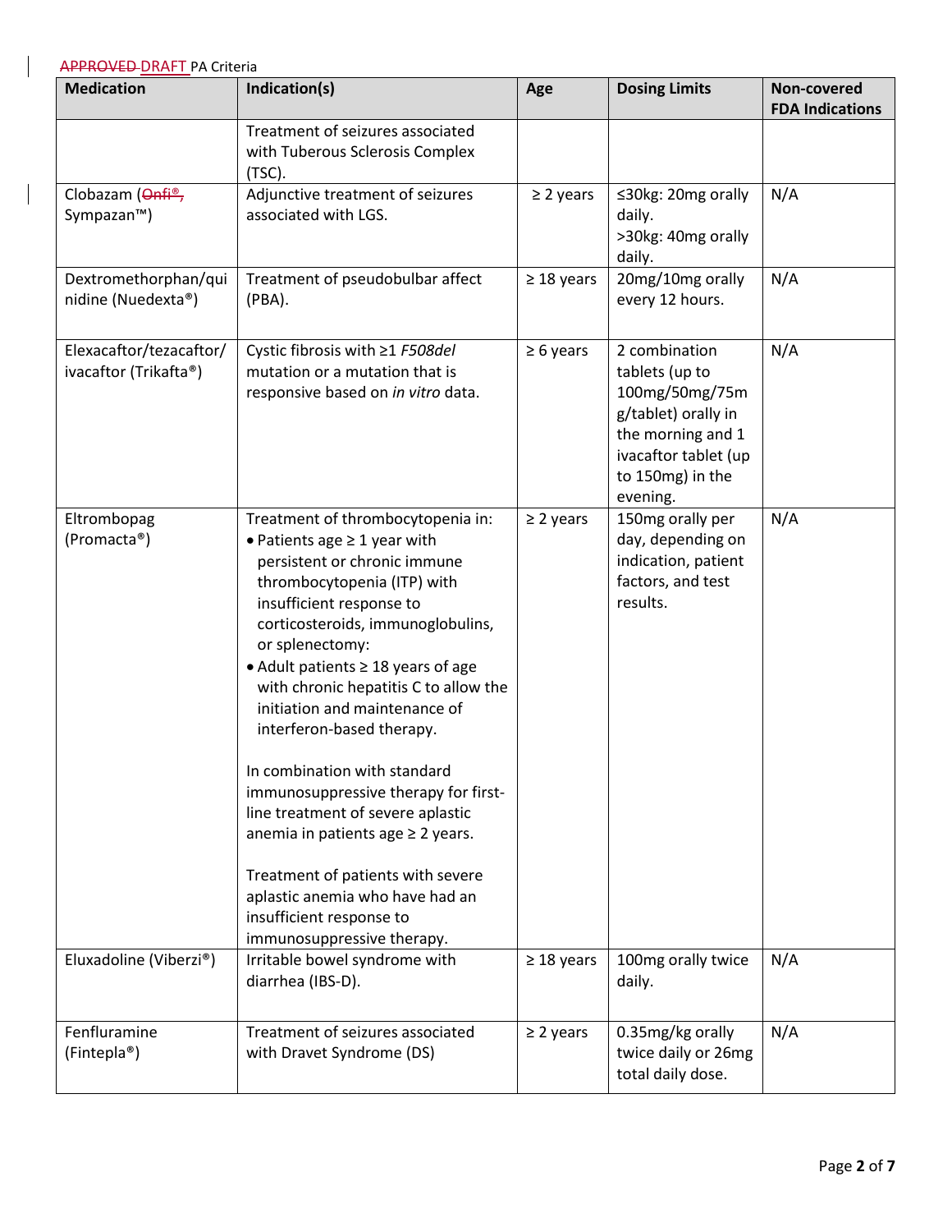~~APPROVED~~ DRAFT PA Criteria

| Medication | Indication(s) | Age | Dosing Limits | Non-covered FDA Indications |
|---|---|---|---|---|
| | Treatment of seizures associated with Tuberous Sclerosis Complex (TSC). | | | |
| Clobazam (~~Onfi®,~~ Sympazan™) | Adjunctive treatment of seizures associated with LGS. | ≥ 2 years | ≤30kg: 20mg orally daily.<br>>30kg: 40mg orally daily. | N/A |
| Dextromethorphan/quinidine (Nuedexta®) | Treatment of pseudobulbar affect (PBA). | ≥ 18 years | 20mg/10mg orally every 12 hours. | N/A |
| Elexacaftor/tezacaftor/ivacaftor (Trikafta®) | Cystic fibrosis with ≥1 *F508del* mutation or a mutation that is responsive based on *in vitro* data. | ≥ 6 years | 2 combination tablets (up to 100mg/50mg/75mg/tablet) orally in the morning and 1 ivacaftor tablet (up to 150mg) in the evening. | N/A |
| Eltrombopag (Promacta®) | Treatment of thrombocytopenia in:<br>• Patients age ≥ 1 year with persistent or chronic immune thrombocytopenia (ITP) with insufficient response to corticosteroids, immunoglobulins, or splenectomy:<br>• Adult patients ≥ 18 years of age with chronic hepatitis C to allow the initiation and maintenance of interferon-based therapy.<br><br>In combination with standard immunosuppressive therapy for first-line treatment of severe aplastic anemia in patients age ≥ 2 years.<br><br>Treatment of patients with severe aplastic anemia who have had an insufficient response to immunosuppressive therapy. | ≥ 2 years | 150mg orally per day, depending on indication, patient factors, and test results. | N/A |
| Eluxadoline (Viberzi®) | Irritable bowel syndrome with diarrhea (IBS-D). | ≥ 18 years | 100mg orally twice daily. | N/A |
| Fenfluramine (Fintepla®) | Treatment of seizures associated with Dravet Syndrome (DS) | ≥ 2 years | 0.35mg/kg orally twice daily or 26mg total daily dose. | N/A |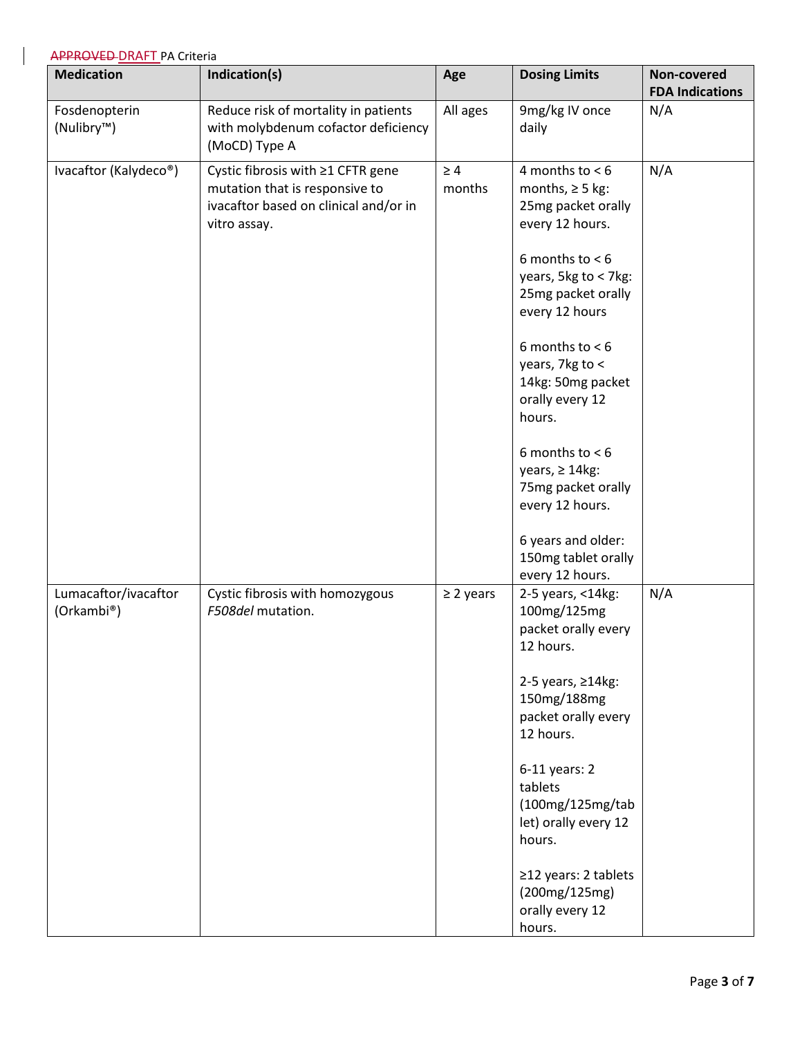~~APPROVED~~ DRAFT PA Criteria

| Medication | Indication(s) | Age | Dosing Limits | Non-covered FDA Indications |
|---|---|---|---|---|
| Fosdenopterin (Nulibry™) | Reduce risk of mortality in patients with molybdenum cofactor deficiency (MoCD) Type A | All ages | 9mg/kg IV once daily | N/A |
| Ivacaftor (Kalydeco®) | Cystic fibrosis with ≥1 CFTR gene mutation that is responsive to ivacaftor based on clinical and/or in vitro assay. | ≥ 4 months | 4 months to < 6 months, ≥ 5 kg: 25mg packet orally every 12 hours.<br><br>6 months to < 6 years, 5kg to < 7kg: 25mg packet orally every 12 hours<br><br>6 months to < 6 years, 7kg to < 14kg: 50mg packet orally every 12 hours.<br><br>6 months to < 6 years, ≥ 14kg: 75mg packet orally every 12 hours.<br><br>6 years and older: 150mg tablet orally every 12 hours. | N/A |
| Lumacaftor/ivacaftor (Orkambi®) | Cystic fibrosis with homozygous *F508del* mutation. | ≥ 2 years | 2-5 years, <14kg: 100mg/125mg packet orally every 12 hours.<br><br>2-5 years, ≥14kg: 150mg/188mg packet orally every 12 hours.<br><br>6-11 years: 2 tablets (100mg/125mg/tablet) orally every 12 hours.<br><br>≥12 years: 2 tablets (200mg/125mg) orally every 12 hours. | N/A |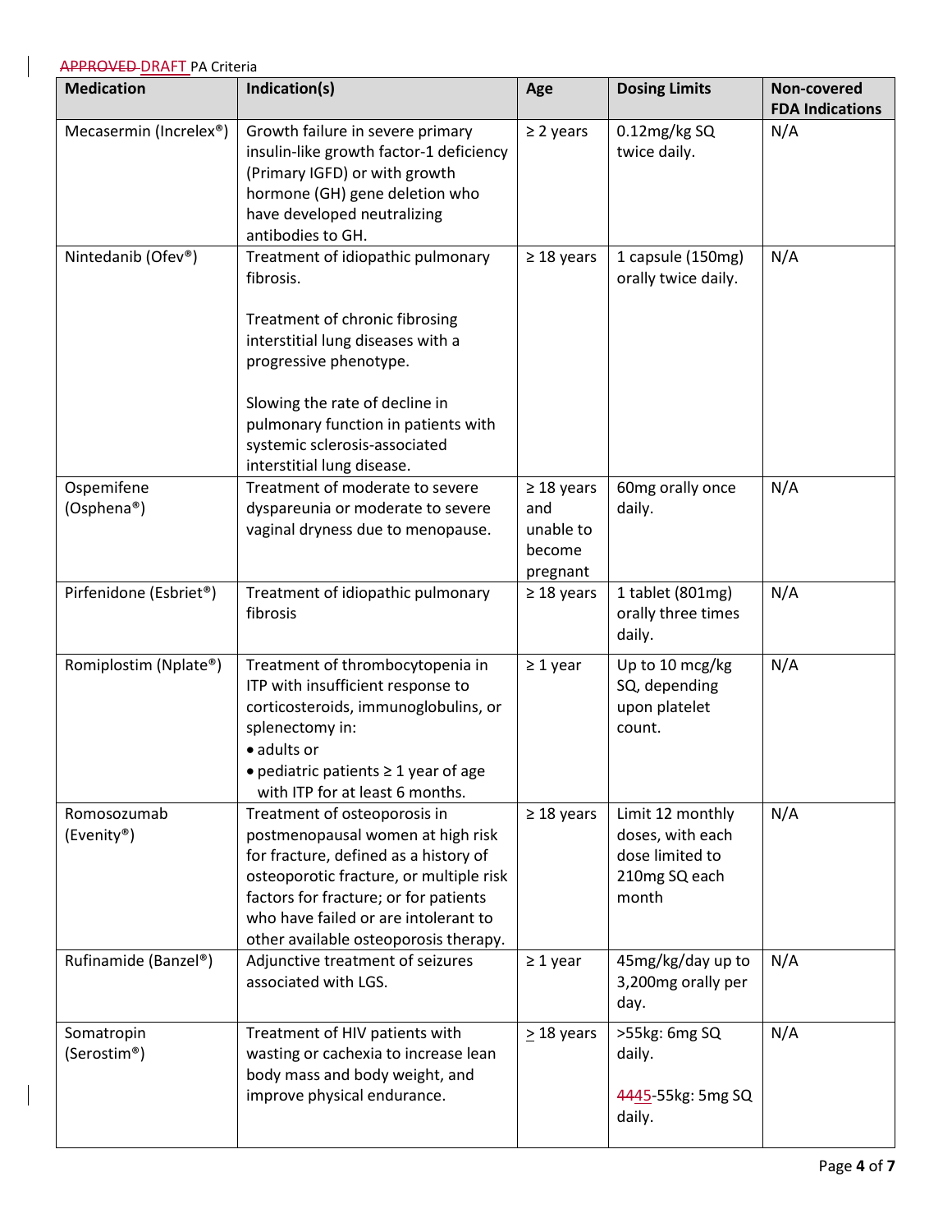APPROVED DRAFT PA Criteria

| Medication | Indication(s) | Age | Dosing Limits | Non-covered FDA Indications |
|---|---|---|---|---|
| Mecasermin (Increlex®) | Growth failure in severe primary insulin-like growth factor-1 deficiency (Primary IGFD) or with growth hormone (GH) gene deletion who have developed neutralizing antibodies to GH. | ≥ 2 years | 0.12mg/kg SQ twice daily. | N/A |
| Nintedanib (Ofev®) | Treatment of idiopathic pulmonary fibrosis.<br><br>Treatment of chronic fibrosing interstitial lung diseases with a progressive phenotype.<br><br>Slowing the rate of decline in pulmonary function in patients with systemic sclerosis-associated interstitial lung disease. | ≥ 18 years | 1 capsule (150mg) orally twice daily. | N/A |
| Ospemifene (Osphena®) | Treatment of moderate to severe dyspareunia or moderate to severe vaginal dryness due to menopause. | ≥ 18 years and unable to become pregnant | 60mg orally once daily. | N/A |
| Pirfenidone (Esbriet®) | Treatment of idiopathic pulmonary fibrosis | ≥ 18 years | 1 tablet (801mg) orally three times daily. | N/A |
| Romiplostim (Nplate®) | Treatment of thrombocytopenia in ITP with insufficient response to corticosteroids, immunoglobulins, or splenectomy in:<br>• adults or<br>• pediatric patients ≥ 1 year of age with ITP for at least 6 months. | ≥ 1 year | Up to 10 mcg/kg SQ, depending upon platelet count. | N/A |
| Romosozumab (Evenity®) | Treatment of osteoporosis in postmenopausal women at high risk for fracture, defined as a history of osteoporotic fracture, or multiple risk factors for fracture; or for patients who have failed or are intolerant to other available osteoporosis therapy. | ≥ 18 years | Limit 12 monthly doses, with each dose limited to 210mg SQ each month | N/A |
| Rufinamide (Banzel®) | Adjunctive treatment of seizures associated with LGS. | ≥ 1 year | 45mg/kg/day up to 3,200mg orally per day. | N/A |
| Somatropin (Serostim®) | Treatment of HIV patients with wasting or cachexia to increase lean body mass and body weight, and improve physical endurance. | ≥ 18 years | >55kg: 6mg SQ daily.<br><br>4445-55kg: 5mg SQ daily. | N/A |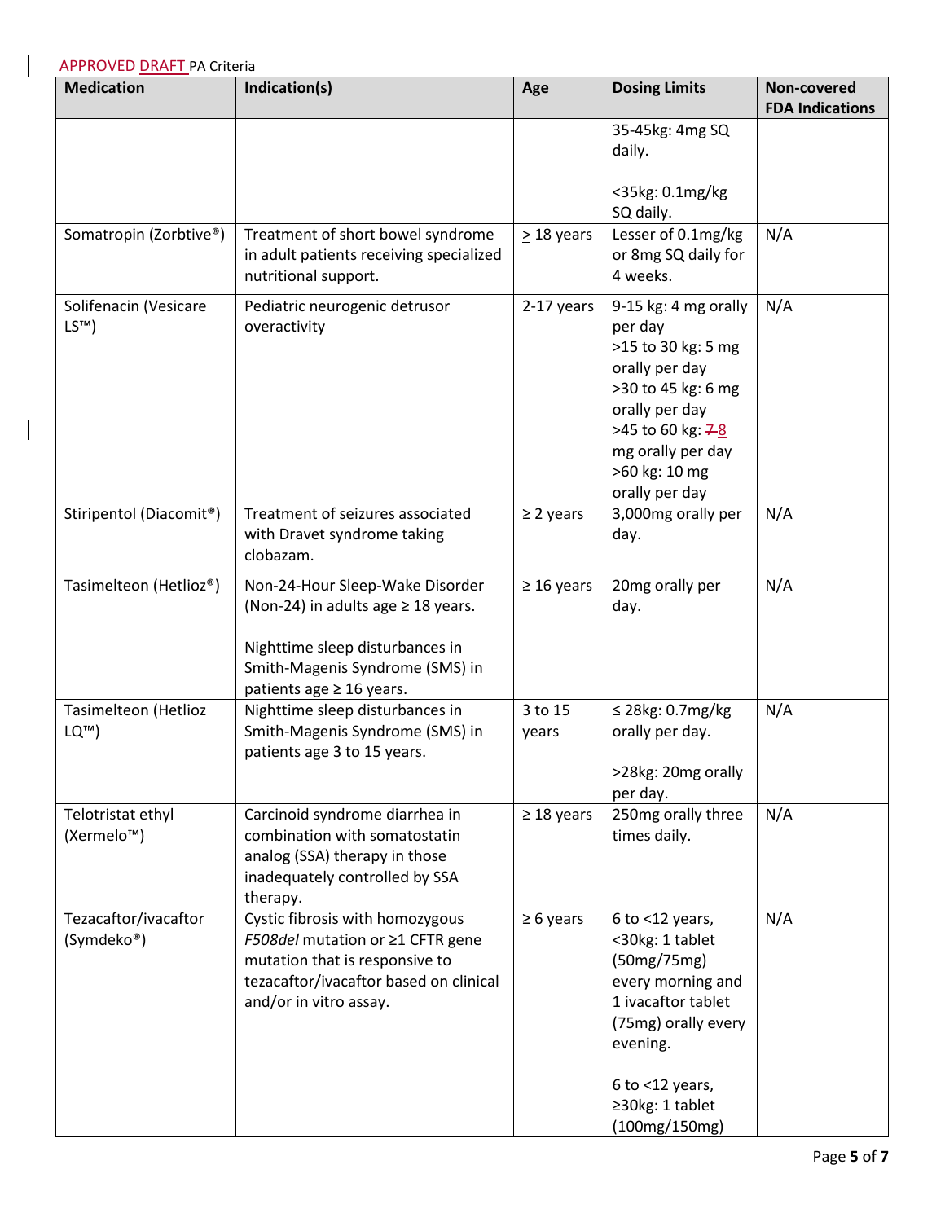~~APPROVED~~ DRAFT PA Criteria

| Medication | Indication(s) | Age | Dosing Limits | Non-covered FDA Indications |
|---|---|---|---|---|
| | | | 35-45kg: 4mg SQ daily.<br><br><35kg: 0.1mg/kg SQ daily. | |
| Somatropin (Zorbtive®) | Treatment of short bowel syndrome in adult patients receiving specialized nutritional support. | ≥ 18 years | Lesser of 0.1mg/kg or 8mg SQ daily for 4 weeks. | N/A |
| Solifenacin (Vesicare LS™) | Pediatric neurogenic detrusor overactivity | 2-17 years | 9-15 kg: 4 mg orally per day<br>>15 to 30 kg: 5 mg orally per day<br>>30 to 45 kg: 6 mg orally per day<br>>45 to 60 kg: ~~7~~ 8 mg orally per day<br>>60 kg: 10 mg orally per day | N/A |
| Stiripentol (Diacomit®) | Treatment of seizures associated with Dravet syndrome taking clobazam. | ≥ 2 years | 3,000mg orally per day. | N/A |
| Tasimelteon (Hetlioz®) | Non-24-Hour Sleep-Wake Disorder (Non-24) in adults age ≥ 18 years.<br><br>Nighttime sleep disturbances in Smith-Magenis Syndrome (SMS) in patients age ≥ 16 years. | ≥ 16 years | 20mg orally per day. | N/A |
| Tasimelteon (Hetlioz LQ™) | Nighttime sleep disturbances in Smith-Magenis Syndrome (SMS) in patients age 3 to 15 years. | 3 to 15 years | ≤ 28kg: 0.7mg/kg orally per day.<br><br>>28kg: 20mg orally per day. | N/A |
| Telotristat ethyl (Xermelo™) | Carcinoid syndrome diarrhea in combination with somatostatin analog (SSA) therapy in those inadequately controlled by SSA therapy. | ≥ 18 years | 250mg orally three times daily. | N/A |
| Tezacaftor/ivacaftor (Symdeko®) | Cystic fibrosis with homozygous *F508del* mutation or ≥1 CFTR gene mutation that is responsive to tezacaftor/ivacaftor based on clinical and/or in vitro assay. | ≥ 6 years | 6 to <12 years, <30kg: 1 tablet (50mg/75mg) every morning and 1 ivacaftor tablet (75mg) orally every evening.<br><br>6 to <12 years, ≥30kg: 1 tablet (100mg/150mg) | N/A |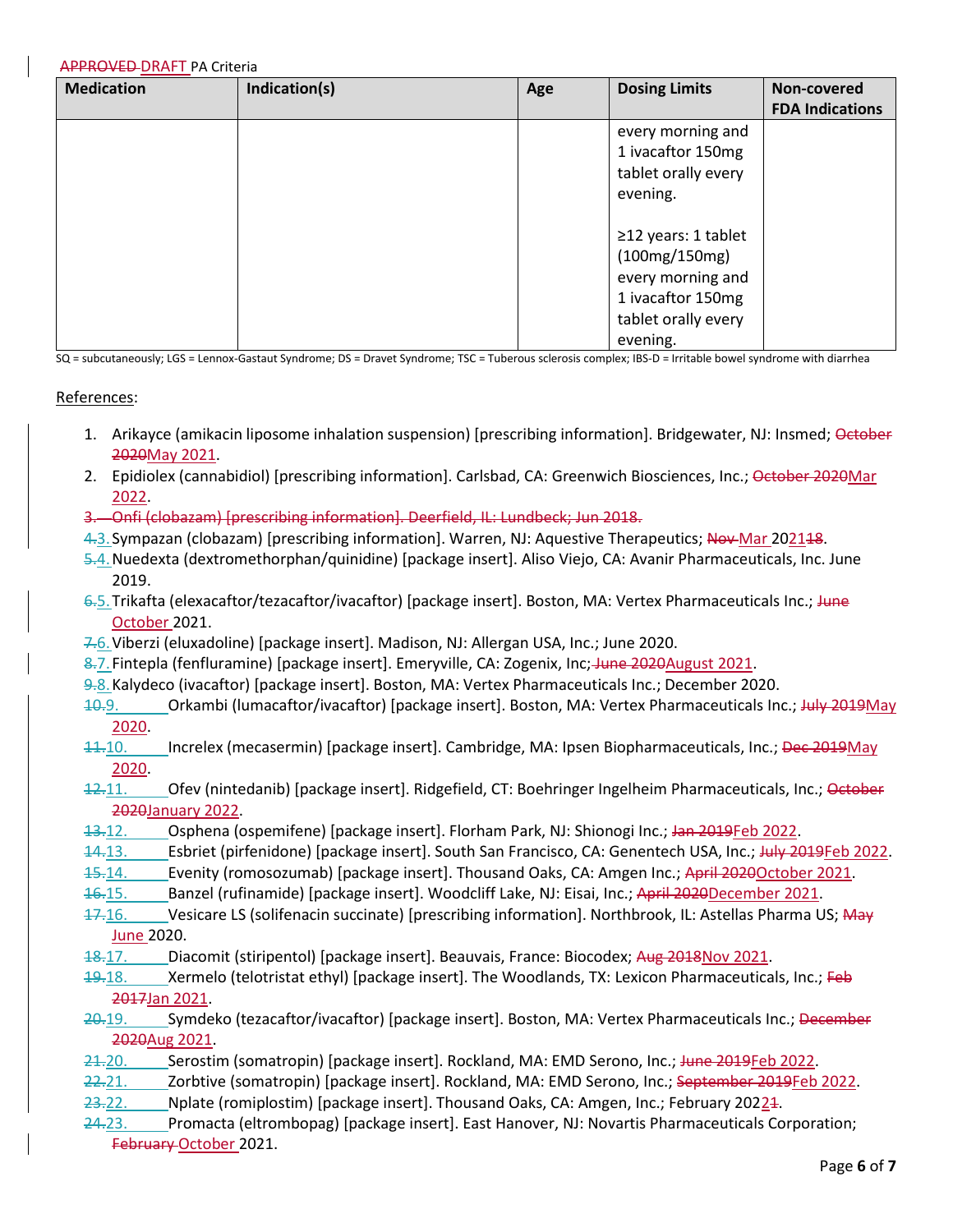| Medication | Indication(s) | Age | Dosing Limits | Non-covered FDA Indications |
|---|---|---|---|---|
| | | | every morning and 1 ivacaftor 150mg tablet orally every evening.<br><br>≥12 years: 1 tablet (100mg/150mg) every morning and 1 ivacaftor 150mg tablet orally every evening. | |

SQ = subcutaneously; LGS = Lennox-Gastaut Syndrome; DS = Dravet Syndrome; TSC = Tuberous sclerosis complex; IBS-D = Irritable bowel syndrome with diarrhea

References:

1. Arikayce (amikacin liposome inhalation suspension) [prescribing information]. Bridgewater, NJ: Insmed; ~~October 2020~~May 2021.
2. Epidiolex (cannabidiol) [prescribing information]. Carlsbad, CA: Greenwich Biosciences, Inc.; ~~October 2020~~Mar 2022.
3. ~~Onfi (clobazam) [prescribing information]. Deerfield, IL: Lundbeck; Jun 2018.~~
4. ~~4.~~3. Sympazan (clobazam) [prescribing information]. Warren, NJ: Aquestive Therapeutics; ~~Nov~~ Mar 202~~18~~21.
5. ~~5.~~4. Nuedexta (dextromethorphan/quinidine) [package insert]. Aliso Viejo, CA: Avanir Pharmaceuticals, Inc. June 2019.
6. ~~6.~~5. Trikafta (elexacaftor/tezacaftor/ivacaftor) [package insert]. Boston, MA: Vertex Pharmaceuticals Inc.; ~~June~~ October 2021.
7. ~~7.~~6. Viberzi (eluxadoline) [package insert]. Madison, NJ: Allergan USA, Inc.; June 2020.
8. ~~8.~~7. Fintepla (fenfluramine) [package insert]. Emeryville, CA: Zogenix, Inc; ~~June 2020~~August 2021.
9. ~~9.~~8. Kalydeco (ivacaftor) [package insert]. Boston, MA: Vertex Pharmaceuticals Inc.; December 2020.
10. ~~10.~~9. Orkambi (lumacaftor/ivacaftor) [package insert]. Boston, MA: Vertex Pharmaceuticals Inc.; ~~July 2019~~May 2020.
11. ~~11.~~10. Increlex (mecasermin) [package insert]. Cambridge, MA: Ipsen Biopharmaceuticals, Inc.; ~~Dec 2019~~May 2020.
12. ~~12.~~11. Ofev (nintedanib) [package insert]. Ridgefield, CT: Boehringer Ingelheim Pharmaceuticals, Inc.; ~~October 2020~~January 2022.
13. ~~13.~~12. Osphena (ospemifene) [package insert]. Florham Park, NJ: Shionogi Inc.; ~~Jan 2019~~Feb 2022.
14. ~~14.~~13. Esbriet (pirfenidone) [package insert]. South San Francisco, CA: Genentech USA, Inc.; ~~July 2019~~Feb 2022.
15. ~~15.~~14. Evenity (romosozumab) [package insert]. Thousand Oaks, CA: Amgen Inc.; ~~April 2020~~October 2021.
16. ~~16.~~15. Banzel (rufinamide) [package insert]. Woodcliff Lake, NJ: Eisai, Inc.; ~~April 2020~~December 2021.
17. ~~17.~~16. Vesicare LS (solifenacin succinate) [prescribing information]. Northbrook, IL: Astellas Pharma US; ~~May~~ June 2020.
18. ~~18.~~17. Diacomit (stiripentol) [package insert]. Beauvais, France: Biocodex; ~~Aug 2018~~Nov 2021.
19. ~~19.~~18. Xermelo (telotristat ethyl) [package insert]. The Woodlands, TX: Lexicon Pharmaceuticals, Inc.; ~~Feb 2017~~Jan 2021.
20. ~~20.~~19. Symdeko (tezacaftor/ivacaftor) [package insert]. Boston, MA: Vertex Pharmaceuticals Inc.; ~~December 2020~~Aug 2021.
21. ~~21.~~20. Serostim (somatropin) [package insert]. Rockland, MA: EMD Serono, Inc.; ~~June 2019~~Feb 2022.
22. ~~22.~~21. Zorbtive (somatropin) [package insert]. Rockland, MA: EMD Serono, Inc.; ~~September 2019~~Feb 2022.
23. ~~23.~~22. Nplate (romiplostim) [package insert]. Thousand Oaks, CA: Amgen, Inc.; February 202~~1~~2.
24. ~~24.~~23. Promacta (eltrombopag) [package insert]. East Hanover, NJ: Novartis Pharmaceuticals Corporation; ~~February~~ October 2021.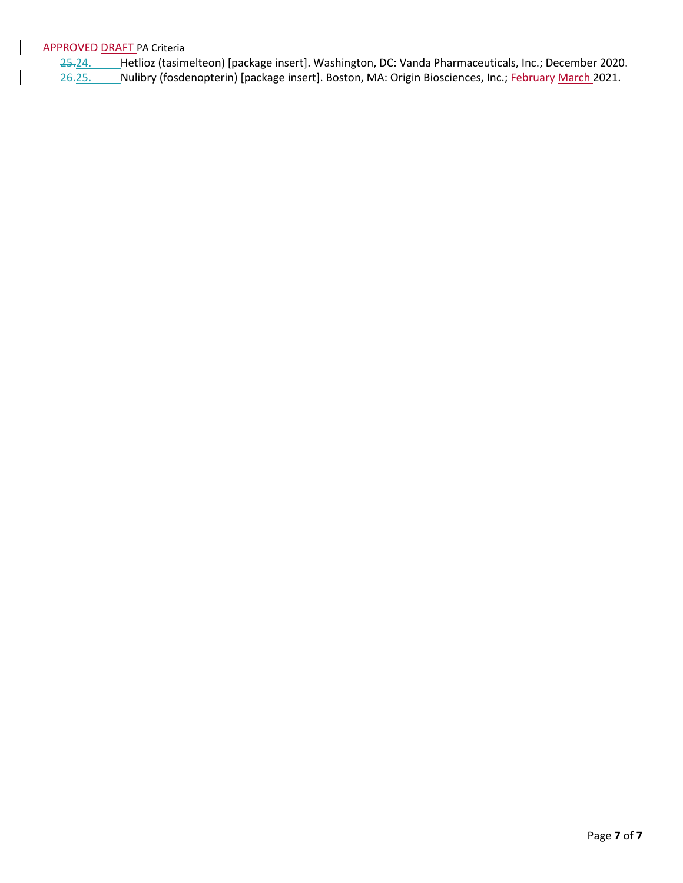~~25.~~24. Hetlioz (tasimelteon) [package insert]. Washington, DC: Vanda Pharmaceuticals, Inc.; December 2020.

~~26.~~25. Nulibry (fosdenopterin) [package insert]. Boston, MA: Origin Biosciences, Inc.; ~~February~~ March 2021.